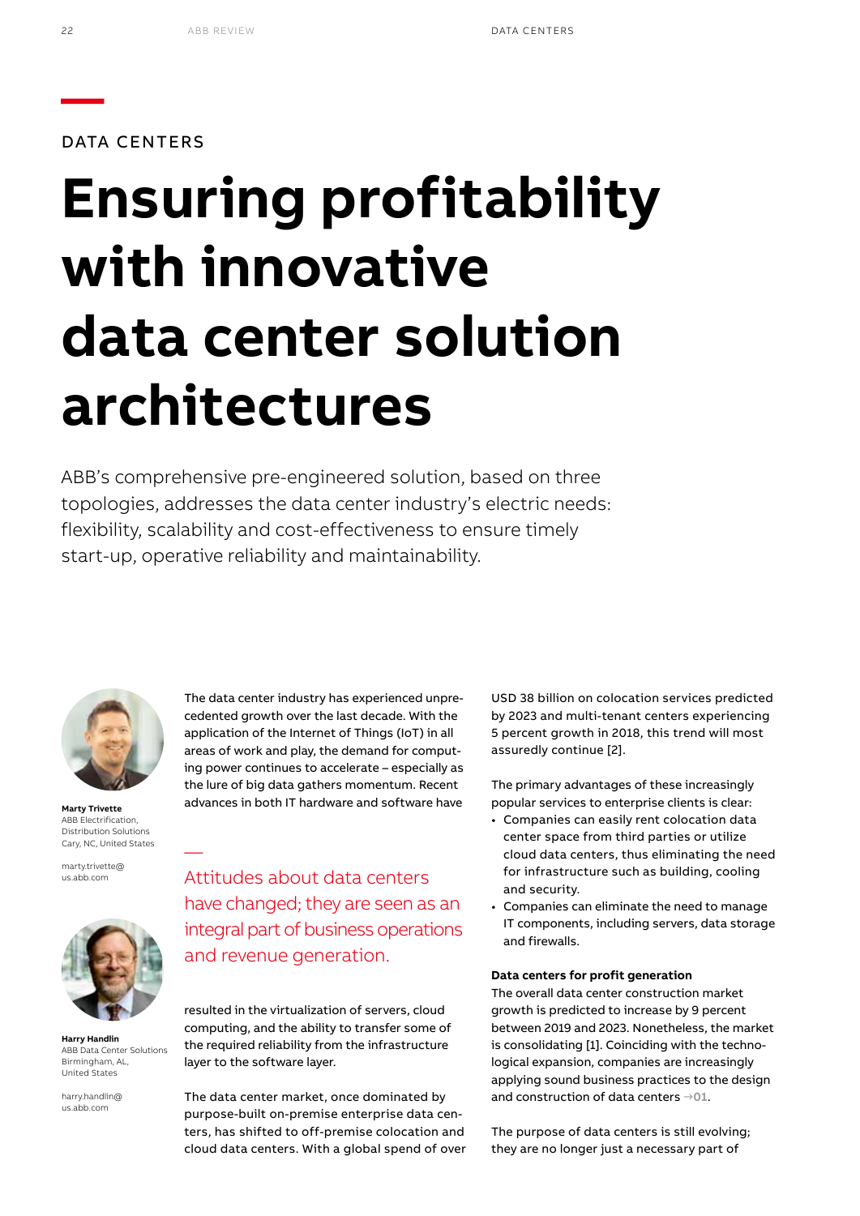DATA CENTERS

# Ensuring profitability with innovative data center solution architectures

ABB's comprehensive pre-engineered solution, based on three topologies, addresses the data center industry's electric needs: flexibility, scalability and cost-effectiveness to ensure timely start-up, operative reliability and maintainability.

**Marty Trivette**
ABB Electrification, Distribution Solutions
Cary, NC, United States

marty.trivette@us.abb.com

**Harry Handlin**
ABB Data Center Solutions
Birmingham, AL, United States

harry.handlin@us.abb.com

The data center industry has experienced unprecedented growth over the last decade. With the application of the Internet of Things (IoT) in all areas of work and play, the demand for computing power continues to accelerate – especially as the lure of big data gathers momentum. Recent advances in both IT hardware and software have resulted in the virtualization of servers, cloud computing, and the ability to transfer some of the required reliability from the infrastructure layer to the software layer.

—
Attitudes about data centers have changed; they are seen as an integral part of business operations and revenue generation.

The data center market, once dominated by purpose-built on-premise enterprise data centers, has shifted to off-premise colocation and cloud data centers. With a global spend of over USD 38 billion on colocation services predicted by 2023 and multi-tenant centers experiencing 5 percent growth in 2018, this trend will most assuredly continue [2].

The primary advantages of these increasingly popular services to enterprise clients is clear:

- Companies can easily rent colocation data center space from third parties or utilize cloud data centers, thus eliminating the need for infrastructure such as building, cooling and security.
- Companies can eliminate the need to manage IT components, including servers, data storage and firewalls.

**Data centers for profit generation**
The overall data center construction market growth is predicted to increase by 9 percent between 2019 and 2023. Nonetheless, the market is consolidating [1]. Coinciding with the technological expansion, companies are increasingly applying sound business practices to the design and construction of data centers →01.

The purpose of data centers is still evolving; they are no longer just a necessary part of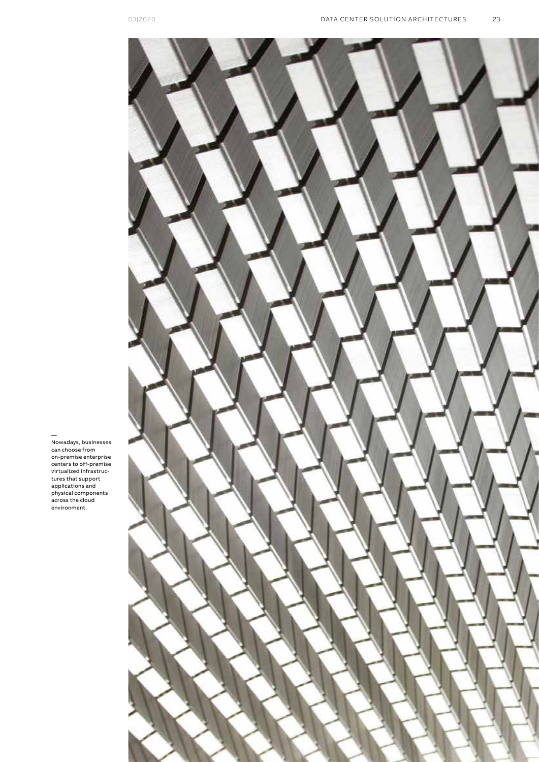—
Nowadays, businesses can choose from on-premise enterprise centers to off-premise virtualized infrastructures that support applications and physical components across the cloud environment.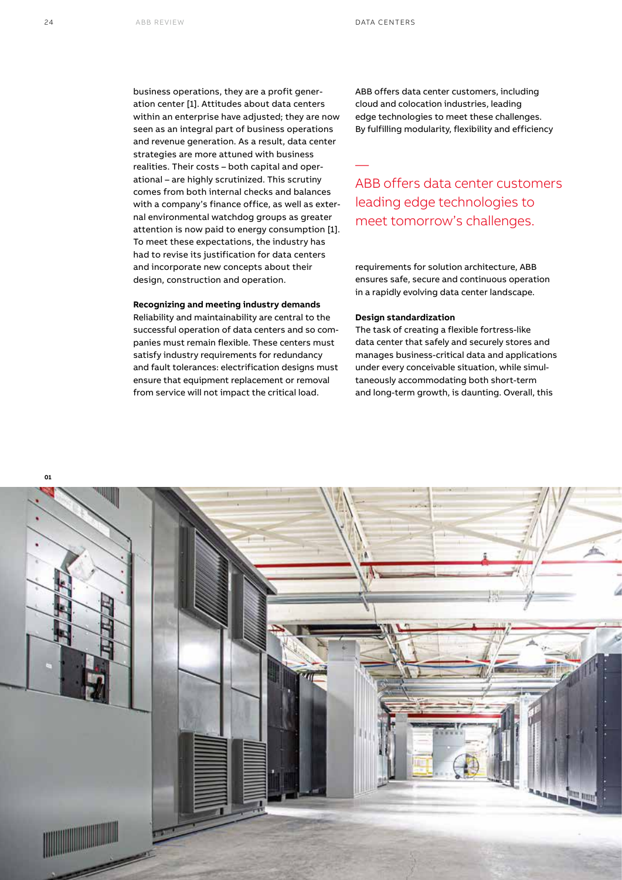business operations, they are a profit generation center [1]. Attitudes about data centers within an enterprise have adjusted; they are now seen as an integral part of business operations and revenue generation. As a result, data center strategies are more attuned with business realities. Their costs – both capital and operational – are highly scrutinized. This scrutiny comes from both internal checks and balances with a company's finance office, as well as external environmental watchdog groups as greater attention is now paid to energy consumption [1]. To meet these expectations, the industry has had to revise its justification for data centers and incorporate new concepts about their design, construction and operation.

**Recognizing and meeting industry demands**

Reliability and maintainability are central to the successful operation of data centers and so companies must remain flexible. These centers must satisfy industry requirements for redundancy and fault tolerances: electrification designs must ensure that equipment replacement or removal from service will not impact the critical load.

ABB offers data center customers, including cloud and colocation industries, leading edge technologies to meet these challenges. By fulfilling modularity, flexibility and efficiency requirements for solution architecture, ABB ensures safe, secure and continuous operation in a rapidly evolving data center landscape.

> ABB offers data center customers leading edge technologies to meet tomorrow's challenges.

**Design standardization**

The task of creating a flexible fortress-like data center that safely and securely stores and manages business-critical data and applications under every conceivable situation, while simultaneously accommodating both short-term and long-term growth, is daunting. Overall, this

01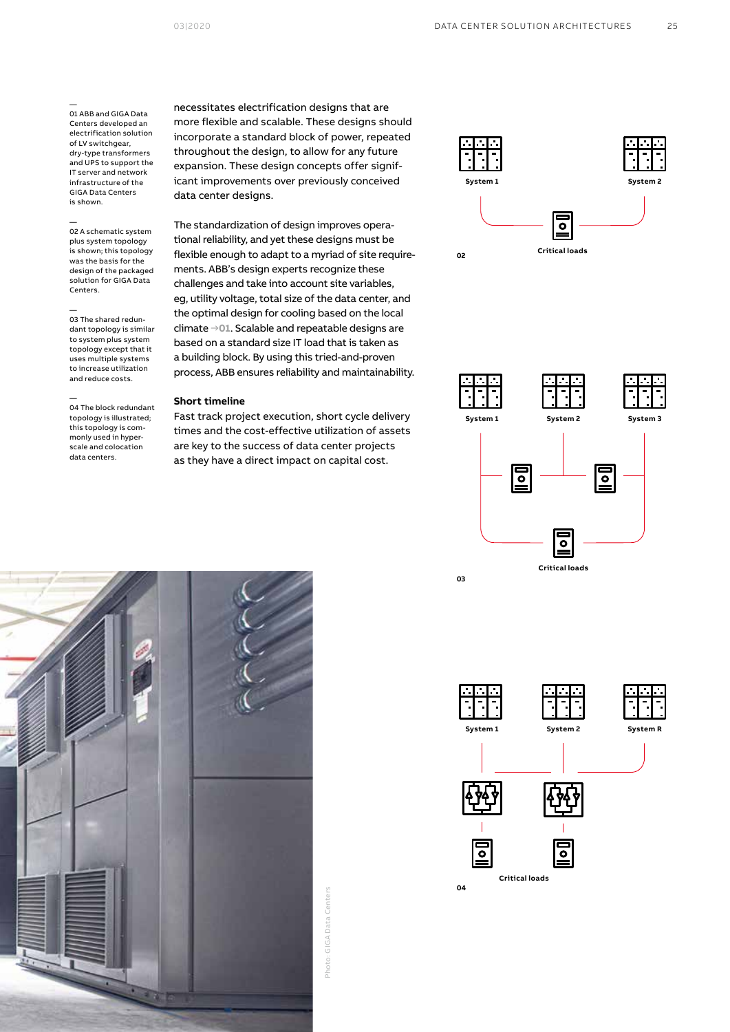—
01 ABB and GIGA Data Centers developed an electrification solution of LV switchgear, dry-type transformers and UPS to support the IT server and network infrastructure of the GIGA Data Centers is shown.

—
02 A schematic system plus system topology is shown; this topology was the basis for the design of the packaged solution for GIGA Data Centers.

—
03 The shared redundant topology is similar to system plus system topology except that it uses multiple systems to increase utilization and reduce costs.

—
04 The block redundant topology is illustrated; this topology is commonly used in hyperscale and colocation data centers.

necessitates electrification designs that are more flexible and scalable. These designs should incorporate a standard block of power, repeated throughout the design, to allow for any future expansion. These design concepts offer significant improvements over previously conceived data center designs.

The standardization of design improves operational reliability, and yet these designs must be flexible enough to adapt to a myriad of site requirements. ABB's design experts recognize these challenges and take into account site variables, eg, utility voltage, total size of the data center, and the optimal design for cooling based on the local climate →01. Scalable and repeatable designs are based on a standard size IT load that is taken as a building block. By using this tried-and-proven process, ABB ensures reliability and maintainability.

### Short timeline

Fast track project execution, short cycle delivery times and the cost-effective utilization of assets are key to the success of data center projects as they have a direct impact on capital cost.

System 1 System 2

Critical loads

02

System 1 System 2 System 3

Critical loads

03

System 1 System 2 System R

Critical loads

04

Photo: GIGA Data Centers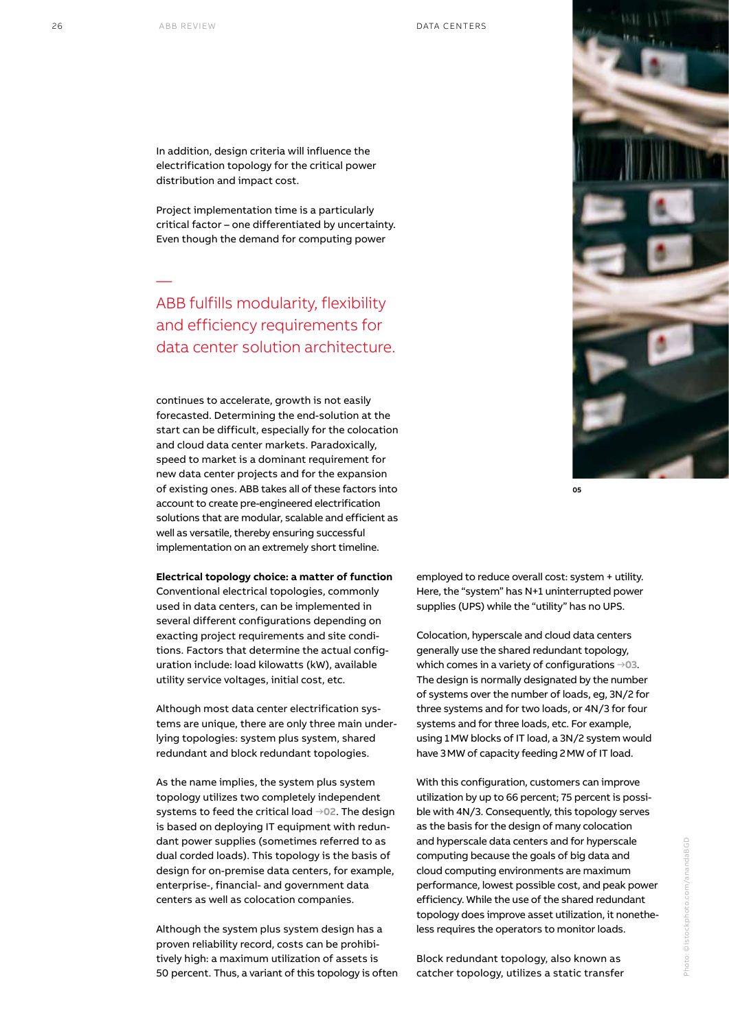In addition, design criteria will influence the electrification topology for the critical power distribution and impact cost.

Project implementation time is a particularly critical factor – one differentiated by uncertainty. Even though the demand for computing power continues to accelerate, growth is not easily forecasted. Determining the end-solution at the start can be difficult, especially for the colocation and cloud data center markets. Paradoxically, speed to market is a dominant requirement for new data center projects and for the expansion of existing ones. ABB takes all of these factors into account to create pre-engineered electrification solutions that are modular, scalable and efficient as well as versatile, thereby ensuring successful implementation on an extremely short timeline.

—

ABB fulfills modularity, flexibility and efficiency requirements for data center solution architecture.

**Electrical topology choice: a matter of function**
Conventional electrical topologies, commonly used in data centers, can be implemented in several different configurations depending on exacting project requirements and site conditions. Factors that determine the actual configuration include: load kilowatts (kW), available utility service voltages, initial cost, etc.

Although most data center electrification systems are unique, there are only three main underlying topologies: system plus system, shared redundant and block redundant topologies.

As the name implies, the system plus system topology utilizes two completely independent systems to feed the critical load →02. The design is based on deploying IT equipment with redundant power supplies (sometimes referred to as dual corded loads). This topology is the basis of design for on-premise data centers, for example, enterprise-, financial- and government data centers as well as colocation companies.

Although the system plus system design has a proven reliability record, costs can be prohibitively high: a maximum utilization of assets is 50 percent. Thus, a variant of this topology is often employed to reduce overall cost: system + utility. Here, the "system" has N+1 uninterrupted power supplies (UPS) while the "utility" has no UPS.

Colocation, hyperscale and cloud data centers generally use the shared redundant topology, which comes in a variety of configurations →03. The design is normally designated by the number of systems over the number of loads, eg, 3N/2 for three systems and for two loads, or 4N/3 for four systems and for three loads, etc. For example, using 1 MW blocks of IT load, a 3N/2 system would have 3 MW of capacity feeding 2 MW of IT load.

With this configuration, customers can improve utilization by up to 66 percent; 75 percent is possible with 4N/3. Consequently, this topology serves as the basis for the design of many colocation and hyperscale data centers and for hyperscale computing because the goals of big data and cloud computing environments are maximum performance, lowest possible cost, and peak power efficiency. While the use of the shared redundant topology does improve asset utilization, it nonetheless requires the operators to monitor loads.

Block redundant topology, also known as catcher topology, utilizes a static transfer

05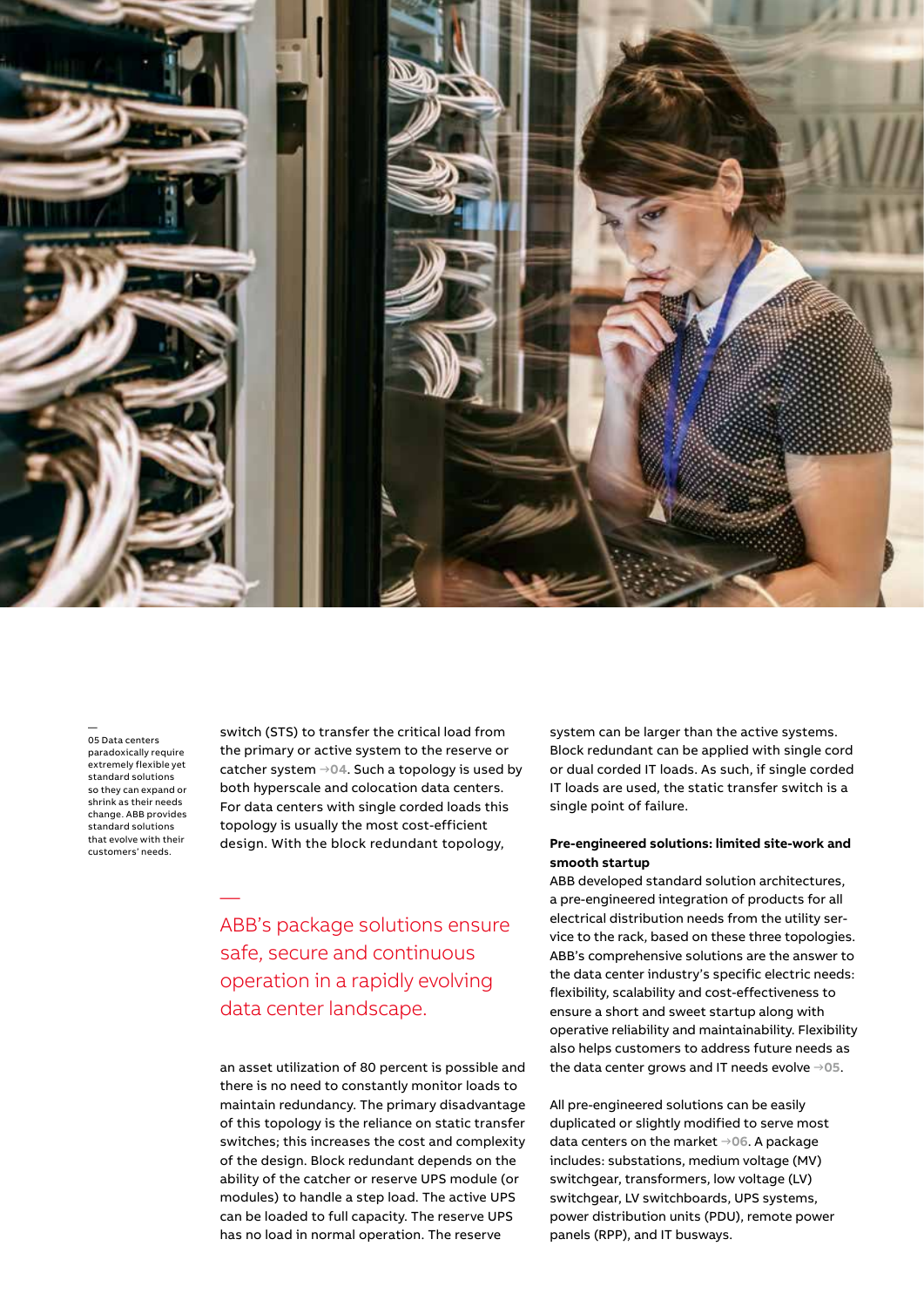05 Data centers paradoxically require extremely flexible yet standard solutions so they can expand or shrink as their needs change. ABB provides standard solutions that evolve with their customers' needs.

switch (STS) to transfer the critical load from the primary or active system to the reserve or catcher system →04. Such a topology is used by both hyperscale and colocation data centers. For data centers with single corded loads this topology is usually the most cost-efficient design. With the block redundant topology, an asset utilization of 80 percent is possible and there is no need to constantly monitor loads to maintain redundancy. The primary disadvantage of this topology is the reliance on static transfer switches; this increases the cost and complexity of the design. Block redundant depends on the ability of the catcher or reserve UPS module (or modules) to handle a step load. The active UPS can be loaded to full capacity. The reserve UPS has no load in normal operation. The reserve system can be larger than the active systems. Block redundant can be applied with single cord or dual corded IT loads. As such, if single corded IT loads are used, the static transfer switch is a single point of failure.

> ABB's package solutions ensure safe, secure and continuous operation in a rapidly evolving data center landscape.

**Pre-engineered solutions: limited site-work and smooth startup**

ABB developed standard solution architectures, a pre-engineered integration of products for all electrical distribution needs from the utility service to the rack, based on these three topologies. ABB's comprehensive solutions are the answer to the data center industry's specific electric needs: flexibility, scalability and cost-effectiveness to ensure a short and sweet startup along with operative reliability and maintainability. Flexibility also helps customers to address future needs as the data center grows and IT needs evolve →05.

All pre-engineered solutions can be easily duplicated or slightly modified to serve most data centers on the market →06. A package includes: substations, medium voltage (MV) switchgear, transformers, low voltage (LV) switchgear, LV switchboards, UPS systems, power distribution units (PDU), remote power panels (RPP), and IT busways.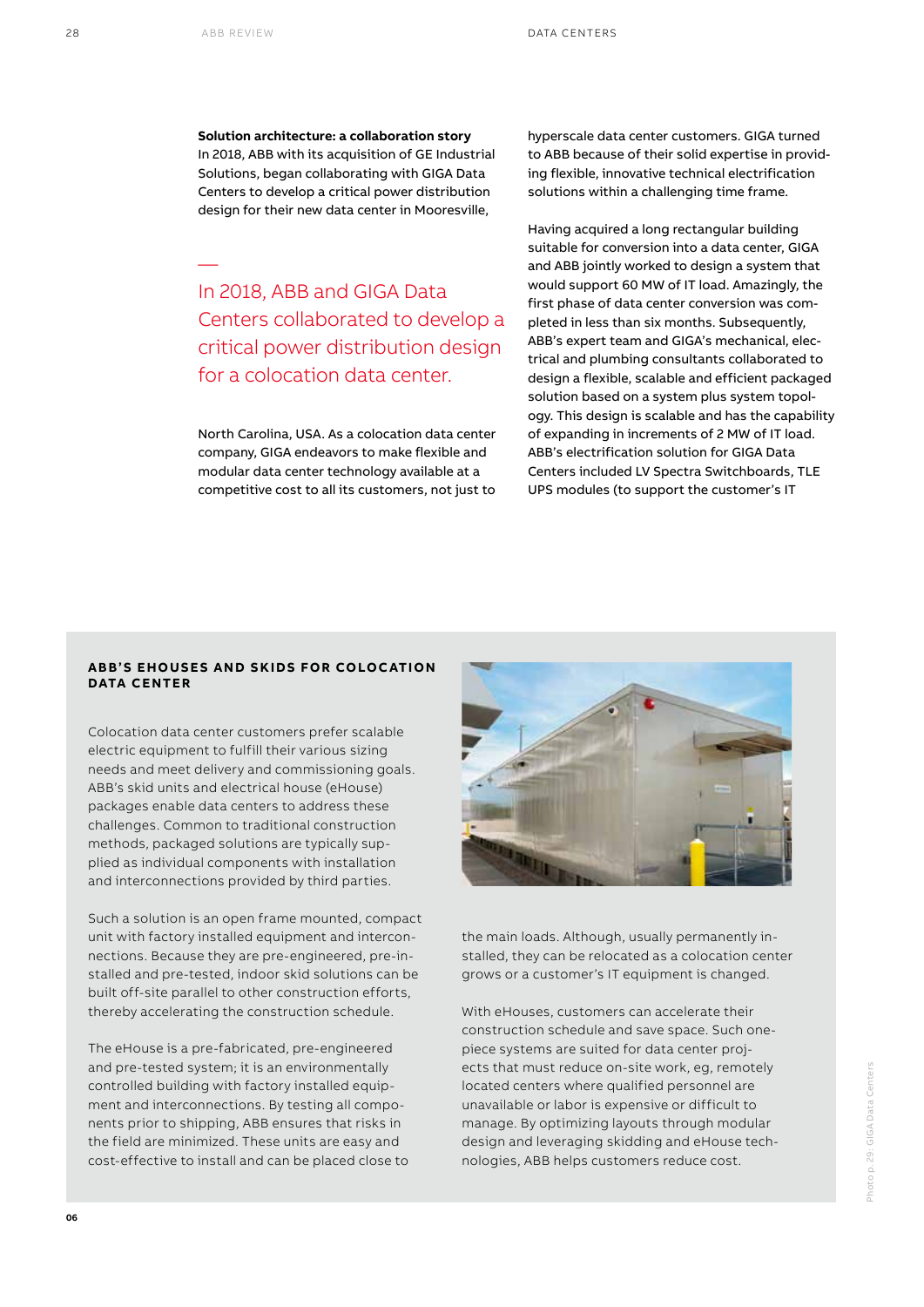**Solution architecture: a collaboration story**
In 2018, ABB with its acquisition of GE Industrial Solutions, began collaborating with GIGA Data Centers to develop a critical power distribution design for their new data center in Mooresville, North Carolina, USA. As a colocation data center company, GIGA endeavors to make flexible and modular data center technology available at a competitive cost to all its customers, not just to hyperscale data center customers. GIGA turned to ABB because of their solid expertise in providing flexible, innovative technical electrification solutions within a challenging time frame.

—

In 2018, ABB and GIGA Data Centers collaborated to develop a critical power distribution design for a colocation data center.

Having acquired a long rectangular building suitable for conversion into a data center, GIGA and ABB jointly worked to design a system that would support 60 MW of IT load. Amazingly, the first phase of data center conversion was completed in less than six months. Subsequently, ABB's expert team and GIGA's mechanical, electrical and plumbing consultants collaborated to design a flexible, scalable and efficient packaged solution based on a system plus system topology. This design is scalable and has the capability of expanding in increments of 2 MW of IT load. ABB's electrification solution for GIGA Data Centers included LV Spectra Switchboards, TLE UPS modules (to support the customer's IT

## ABB'S EHOUSES AND SKIDS FOR COLOCATION DATA CENTER

Colocation data center customers prefer scalable electric equipment to fulfill their various sizing needs and meet delivery and commissioning goals. ABB's skid units and electrical house (eHouse) packages enable data centers to address these challenges. Common to traditional construction methods, packaged solutions are typically supplied as individual components with installation and interconnections provided by third parties.

Such a solution is an open frame mounted, compact unit with factory installed equipment and interconnections. Because they are pre-engineered, pre-installed and pre-tested, indoor skid solutions can be built off-site parallel to other construction efforts, thereby accelerating the construction schedule.

The eHouse is a pre-fabricated, pre-engineered and pre-tested system; it is an environmentally controlled building with factory installed equipment and interconnections. By testing all components prior to shipping, ABB ensures that risks in the field are minimized. These units are easy and cost-effective to install and can be placed close to the main loads. Although, usually permanently installed, they can be relocated as a colocation center grows or a customer's IT equipment is changed.

With eHouses, customers can accelerate their construction schedule and save space. Such one-piece systems are suited for data center projects that must reduce on-site work, eg, remotely located centers where qualified personnel are unavailable or labor is expensive or difficult to manage. By optimizing layouts through modular design and leveraging skidding and eHouse technologies, ABB helps customers reduce cost.

06

Photo p. 29: GIGA Data Centers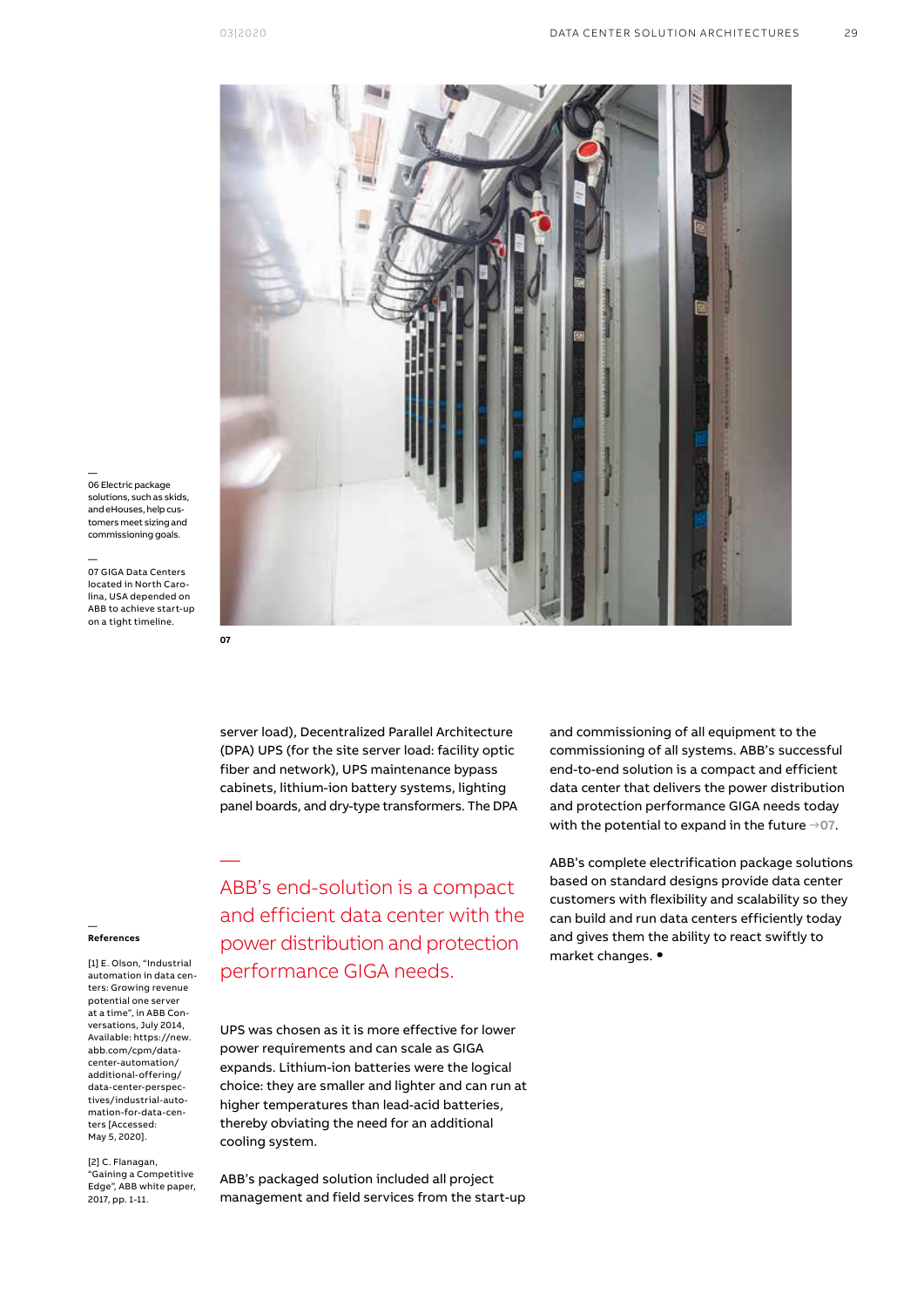— 06 Electric package solutions, such as skids, and eHouses, help customers meet sizing and commissioning goals.

— 07 GIGA Data Centers located in North Carolina, USA depended on ABB to achieve start-up on a tight timeline.

07

server load), Decentralized Parallel Architecture (DPA) UPS (for the site server load: facility optic fiber and network), UPS maintenance bypass cabinets, lithium-ion battery systems, lighting panel boards, and dry-type transformers. The DPA

— ABB's end-solution is a compact and efficient data center with the power distribution and protection performance GIGA needs.

UPS was chosen as it is more effective for lower power requirements and can scale as GIGA expands. Lithium-ion batteries were the logical choice: they are smaller and lighter and can run at higher temperatures than lead-acid batteries, thereby obviating the need for an additional cooling system.

ABB's packaged solution included all project management and field services from the start-up and commissioning of all equipment to the commissioning of all systems. ABB's successful end-to-end solution is a compact and efficient data center that delivers the power distribution and protection performance GIGA needs today with the potential to expand in the future →07.

ABB's complete electrification package solutions based on standard designs provide data center customers with flexibility and scalability so they can build and run data centers efficiently today and gives them the ability to react swiftly to market changes. •

—
**References**

[1] E. Olson, "Industrial automation in data centers: Growing revenue potential one server at a time", in ABB Conversations, July 2014, Available: https://new.abb.com/cpm/data-center-automation/additional-offering/data-center-perspectives/industrial-automation-for-data-centers [Accessed: May 5, 2020].

[2] C. Flanagan, "Gaining a Competitive Edge", ABB white paper, 2017, pp. 1-11.